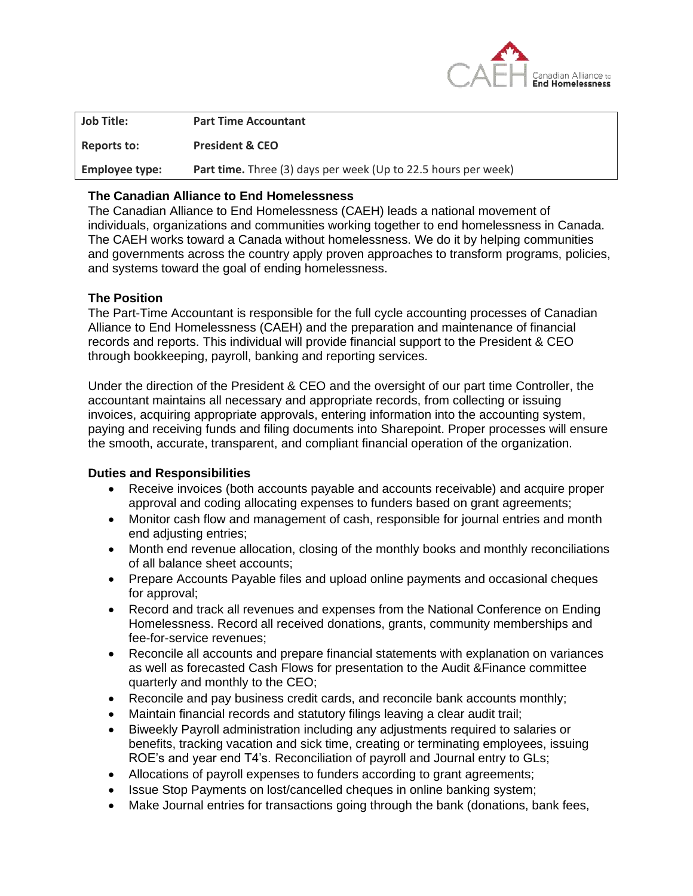| Job Title: | Part Time Accountant |
|---|---|
| Reports to: | President & CEO |
| Employee type: | **Part time.** Three (3) days per week (Up to 22.5 hours per week) |

### The Canadian Alliance to End Homelessness

The Canadian Alliance to End Homelessness (CAEH) leads a national movement of individuals, organizations and communities working together to end homelessness in Canada. The CAEH works toward a Canada without homelessness. We do it by helping communities and governments across the country apply proven approaches to transform programs, policies, and systems toward the goal of ending homelessness.

### The Position

The Part-Time Accountant is responsible for the full cycle accounting processes of Canadian Alliance to End Homelessness (CAEH) and the preparation and maintenance of financial records and reports. This individual will provide financial support to the President & CEO through bookkeeping, payroll, banking and reporting services.

Under the direction of the President & CEO and the oversight of our part time Controller, the accountant maintains all necessary and appropriate records, from collecting or issuing invoices, acquiring appropriate approvals, entering information into the accounting system, paying and receiving funds and filing documents into Sharepoint. Proper processes will ensure the smooth, accurate, transparent, and compliant financial operation of the organization.

### Duties and Responsibilities

- Receive invoices (both accounts payable and accounts receivable) and acquire proper approval and coding allocating expenses to funders based on grant agreements;
- Monitor cash flow and management of cash, responsible for journal entries and month end adjusting entries;
- Month end revenue allocation, closing of the monthly books and monthly reconciliations of all balance sheet accounts;
- Prepare Accounts Payable files and upload online payments and occasional cheques for approval;
- Record and track all revenues and expenses from the National Conference on Ending Homelessness. Record all received donations, grants, community memberships and fee-for-service revenues;
- Reconcile all accounts and prepare financial statements with explanation on variances as well as forecasted Cash Flows for presentation to the Audit &Finance committee quarterly and monthly to the CEO;
- Reconcile and pay business credit cards, and reconcile bank accounts monthly;
- Maintain financial records and statutory filings leaving a clear audit trail;
- Biweekly Payroll administration including any adjustments required to salaries or benefits, tracking vacation and sick time, creating or terminating employees, issuing ROE's and year end T4's. Reconciliation of payroll and Journal entry to GLs;
- Allocations of payroll expenses to funders according to grant agreements;
- Issue Stop Payments on lost/cancelled cheques in online banking system;
- Make Journal entries for transactions going through the bank (donations, bank fees,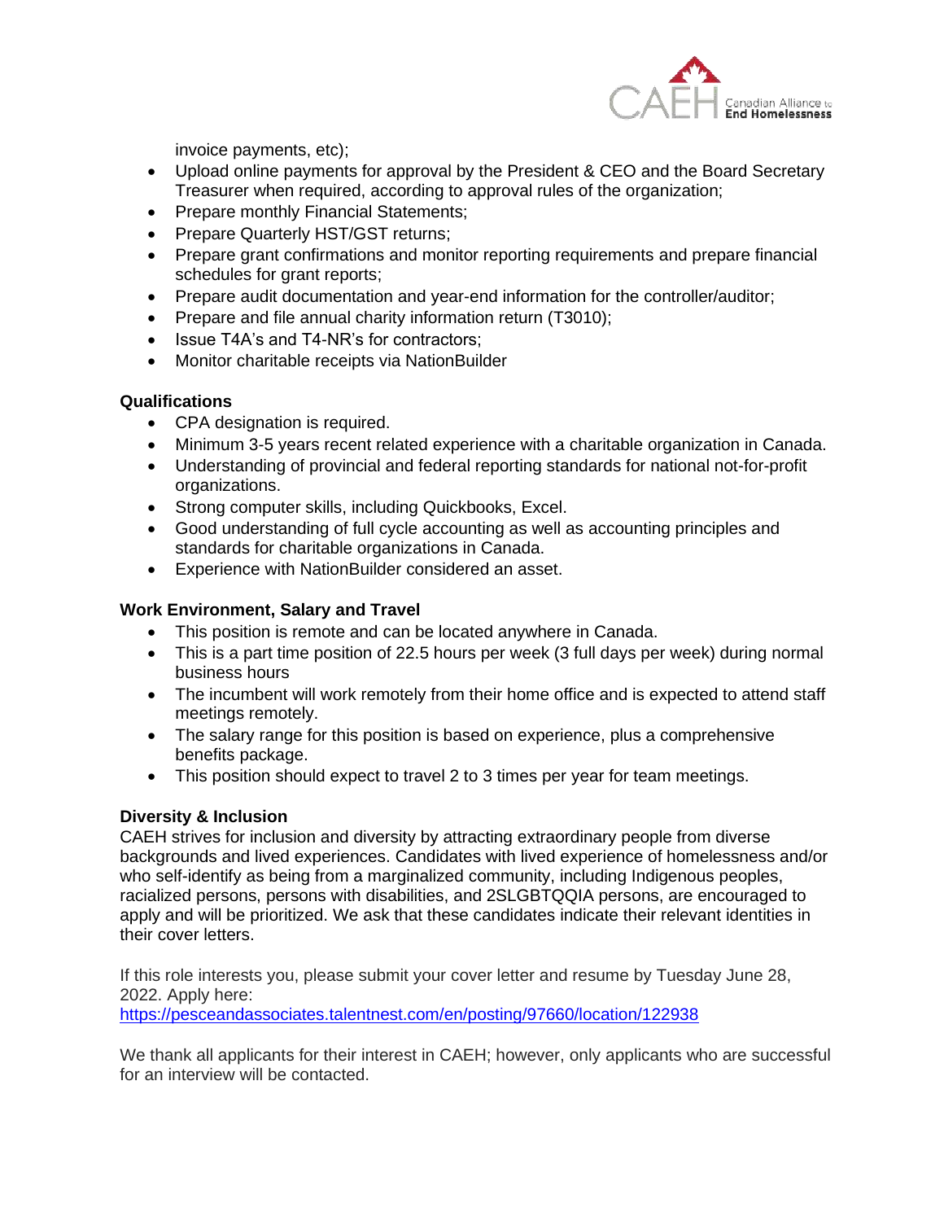invoice payments, etc);

- Upload online payments for approval by the President & CEO and the Board Secretary Treasurer when required, according to approval rules of the organization;
- Prepare monthly Financial Statements;
- Prepare Quarterly HST/GST returns;
- Prepare grant confirmations and monitor reporting requirements and prepare financial schedules for grant reports;
- Prepare audit documentation and year-end information for the controller/auditor;
- Prepare and file annual charity information return (T3010);
- Issue T4A's and T4-NR's for contractors;
- Monitor charitable receipts via NationBuilder

**Qualifications**

- CPA designation is required.
- Minimum 3-5 years recent related experience with a charitable organization in Canada.
- Understanding of provincial and federal reporting standards for national not-for-profit organizations.
- Strong computer skills, including Quickbooks, Excel.
- Good understanding of full cycle accounting as well as accounting principles and standards for charitable organizations in Canada.
- Experience with NationBuilder considered an asset.

**Work Environment, Salary and Travel**

- This position is remote and can be located anywhere in Canada.
- This is a part time position of 22.5 hours per week (3 full days per week) during normal business hours
- The incumbent will work remotely from their home office and is expected to attend staff meetings remotely.
- The salary range for this position is based on experience, plus a comprehensive benefits package.
- This position should expect to travel 2 to 3 times per year for team meetings.

**Diversity & Inclusion**

CAEH strives for inclusion and diversity by attracting extraordinary people from diverse backgrounds and lived experiences. Candidates with lived experience of homelessness and/or who self-identify as being from a marginalized community, including Indigenous peoples, racialized persons, persons with disabilities, and 2SLGBTQQIA persons, are encouraged to apply and will be prioritized. We ask that these candidates indicate their relevant identities in their cover letters.

If this role interests you, please submit your cover letter and resume by Tuesday June 28, 2022. Apply here:
https://pesceandassociates.talentnest.com/en/posting/97660/location/122938

We thank all applicants for their interest in CAEH; however, only applicants who are successful for an interview will be contacted.